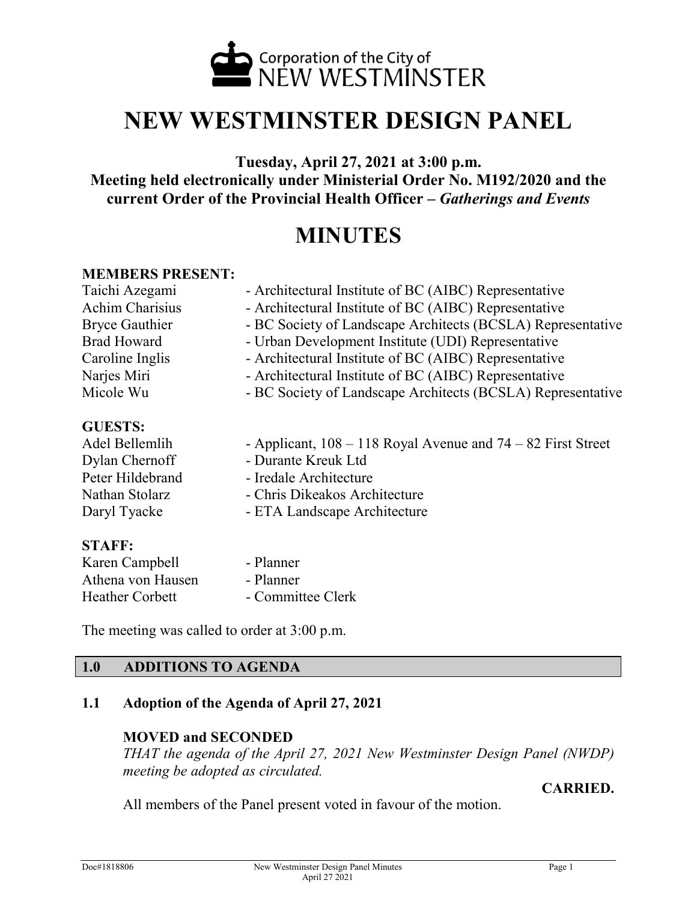Corporation of the City of NEW WESTMINSTER

# NEW WESTMINSTER DESIGN PANEL

**Tuesday, April 27, 2021 at 3:00 p.m.**
**Meeting held electronically under Ministerial Order No. M192/2020 and the current Order of the Provincial Health Officer – *Gatherings and Events***

# MINUTES

**MEMBERS PRESENT:**

| | |
|---|---|
| Taichi Azegami | - Architectural Institute of BC (AIBC) Representative |
| Achim Charisius | - Architectural Institute of BC (AIBC) Representative |
| Bryce Gauthier | - BC Society of Landscape Architects (BCSLA) Representative |
| Brad Howard | - Urban Development Institute (UDI) Representative |
| Caroline Inglis | - Architectural Institute of BC (AIBC) Representative |
| Narjes Miri | - Architectural Institute of BC (AIBC) Representative |
| Micole Wu | - BC Society of Landscape Architects (BCSLA) Representative |

**GUESTS:**

| | |
|---|---|
| Adel Bellemlih | - Applicant, 108 – 118 Royal Avenue and 74 – 82 First Street |
| Dylan Chernoff | - Durante Kreuk Ltd |
| Peter Hildebrand | - Iredale Architecture |
| Nathan Stolarz | - Chris Dikeakos Architecture |
| Daryl Tyacke | - ETA Landscape Architecture |

**STAFF:**

| | |
|---|---|
| Karen Campbell | - Planner |
| Athena von Hausen | - Planner |
| Heather Corbett | - Committee Clerk |

The meeting was called to order at 3:00 p.m.

## 1.0 ADDITIONS TO AGENDA

### 1.1 Adoption of the Agenda of April 27, 2021

**MOVED and SECONDED**
*THAT the agenda of the April 27, 2021 New Westminster Design Panel (NWDP) meeting be adopted as circulated.*

**CARRIED.**

All members of the Panel present voted in favour of the motion.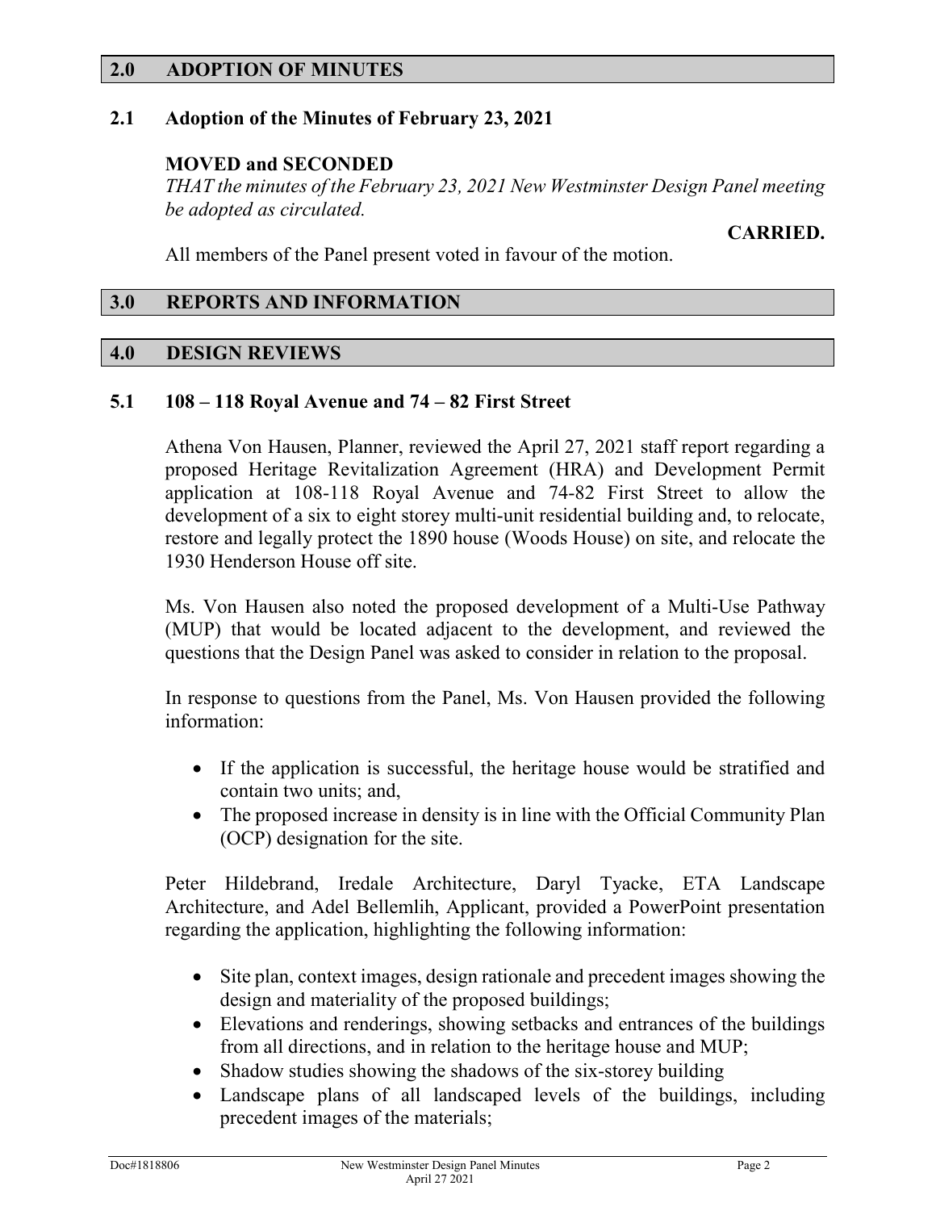## 2.0 ADOPTION OF MINUTES

### 2.1 Adoption of the Minutes of February 23, 2021

**MOVED and SECONDED**

*THAT the minutes of the February 23, 2021 New Westminster Design Panel meeting be adopted as circulated.*

**CARRIED.**

All members of the Panel present voted in favour of the motion.

## 3.0 REPORTS AND INFORMATION

## 4.0 DESIGN REVIEWS

### 5.1 108 – 118 Royal Avenue and 74 – 82 First Street

Athena Von Hausen, Planner, reviewed the April 27, 2021 staff report regarding a proposed Heritage Revitalization Agreement (HRA) and Development Permit application at 108-118 Royal Avenue and 74-82 First Street to allow the development of a six to eight storey multi-unit residential building and, to relocate, restore and legally protect the 1890 house (Woods House) on site, and relocate the 1930 Henderson House off site.

Ms. Von Hausen also noted the proposed development of a Multi-Use Pathway (MUP) that would be located adjacent to the development, and reviewed the questions that the Design Panel was asked to consider in relation to the proposal.

In response to questions from the Panel, Ms. Von Hausen provided the following information:

- If the application is successful, the heritage house would be stratified and contain two units; and,
- The proposed increase in density is in line with the Official Community Plan (OCP) designation for the site.

Peter Hildebrand, Iredale Architecture, Daryl Tyacke, ETA Landscape Architecture, and Adel Bellemlih, Applicant, provided a PowerPoint presentation regarding the application, highlighting the following information:

- Site plan, context images, design rationale and precedent images showing the design and materiality of the proposed buildings;
- Elevations and renderings, showing setbacks and entrances of the buildings from all directions, and in relation to the heritage house and MUP;
- Shadow studies showing the shadows of the six-storey building
- Landscape plans of all landscaped levels of the buildings, including precedent images of the materials;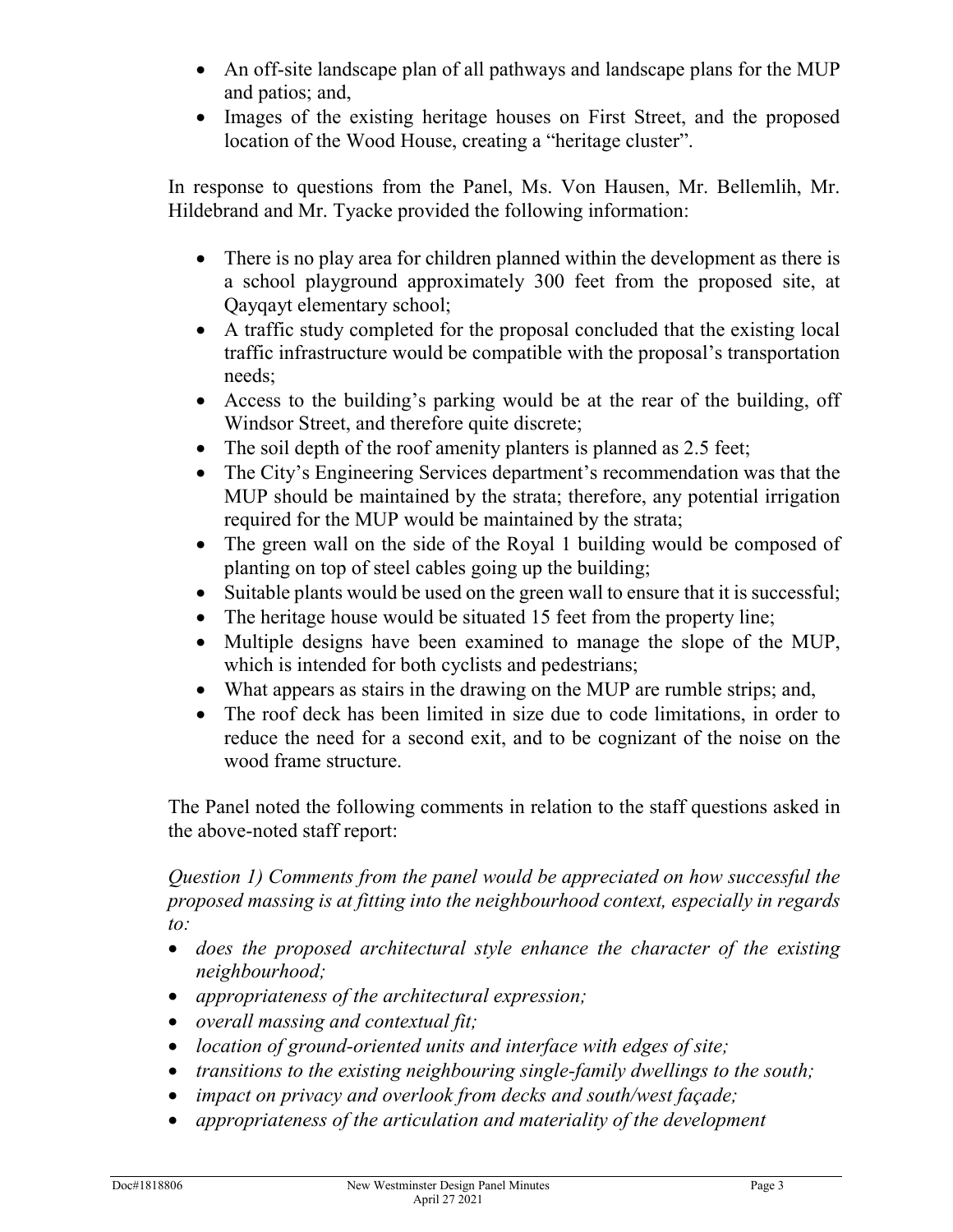- An off-site landscape plan of all pathways and landscape plans for the MUP and patios; and,
- Images of the existing heritage houses on First Street, and the proposed location of the Wood House, creating a "heritage cluster".

In response to questions from the Panel, Ms. Von Hausen, Mr. Bellemlih, Mr. Hildebrand and Mr. Tyacke provided the following information:

- There is no play area for children planned within the development as there is a school playground approximately 300 feet from the proposed site, at Qayqayt elementary school;
- A traffic study completed for the proposal concluded that the existing local traffic infrastructure would be compatible with the proposal's transportation needs;
- Access to the building's parking would be at the rear of the building, off Windsor Street, and therefore quite discrete;
- The soil depth of the roof amenity planters is planned as 2.5 feet;
- The City's Engineering Services department's recommendation was that the MUP should be maintained by the strata; therefore, any potential irrigation required for the MUP would be maintained by the strata;
- The green wall on the side of the Royal 1 building would be composed of planting on top of steel cables going up the building;
- Suitable plants would be used on the green wall to ensure that it is successful;
- The heritage house would be situated 15 feet from the property line;
- Multiple designs have been examined to manage the slope of the MUP, which is intended for both cyclists and pedestrians;
- What appears as stairs in the drawing on the MUP are rumble strips; and,
- The roof deck has been limited in size due to code limitations, in order to reduce the need for a second exit, and to be cognizant of the noise on the wood frame structure.

The Panel noted the following comments in relation to the staff questions asked in the above-noted staff report:

*Question 1) Comments from the panel would be appreciated on how successful the proposed massing is at fitting into the neighbourhood context, especially in regards to:*

- *does the proposed architectural style enhance the character of the existing neighbourhood;*
- *appropriateness of the architectural expression;*
- *overall massing and contextual fit;*
- *location of ground-oriented units and interface with edges of site;*
- *transitions to the existing neighbouring single-family dwellings to the south;*
- *impact on privacy and overlook from decks and south/west façade;*
- *appropriateness of the articulation and materiality of the development*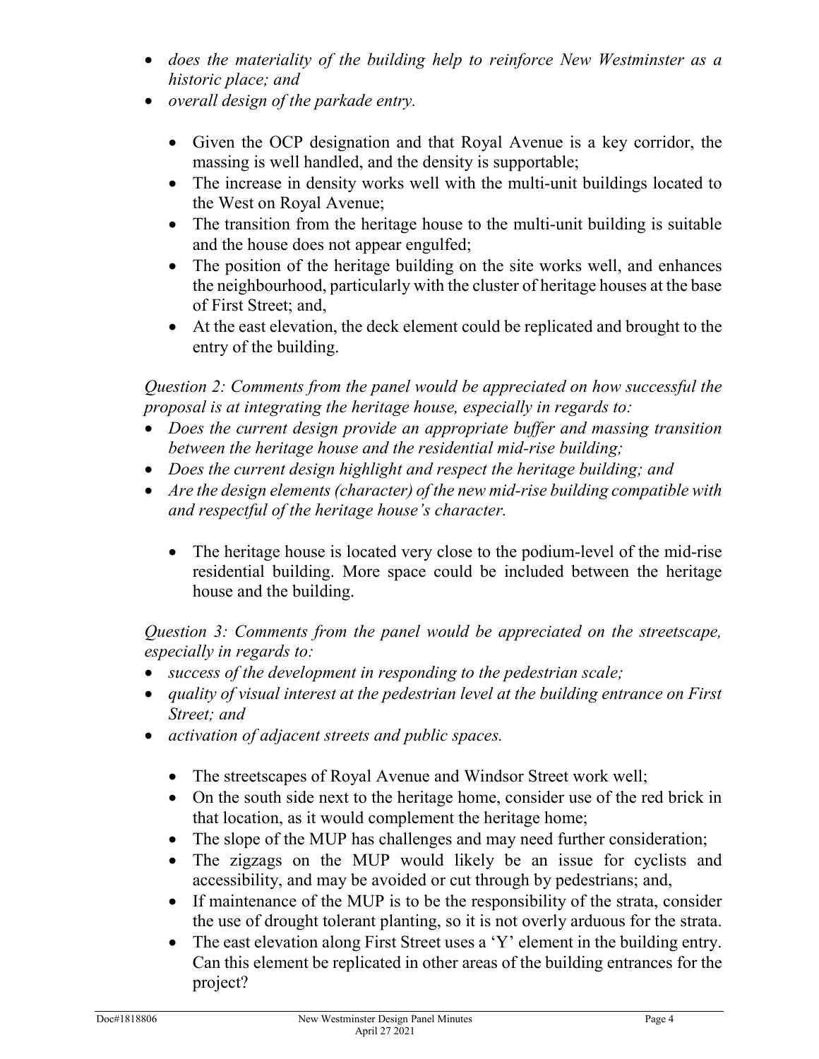- *does the materiality of the building help to reinforce New Westminster as a historic place; and*
- *overall design of the parkade entry.*

  - Given the OCP designation and that Royal Avenue is a key corridor, the massing is well handled, and the density is supportable;
  - The increase in density works well with the multi-unit buildings located to the West on Royal Avenue;
  - The transition from the heritage house to the multi-unit building is suitable and the house does not appear engulfed;
  - The position of the heritage building on the site works well, and enhances the neighbourhood, particularly with the cluster of heritage houses at the base of First Street; and,
  - At the east elevation, the deck element could be replicated and brought to the entry of the building.

*Question 2: Comments from the panel would be appreciated on how successful the proposal is at integrating the heritage house, especially in regards to:*

- *Does the current design provide an appropriate buffer and massing transition between the heritage house and the residential mid-rise building;*
- *Does the current design highlight and respect the heritage building; and*
- *Are the design elements (character) of the new mid-rise building compatible with and respectful of the heritage house's character.*

  - The heritage house is located very close to the podium-level of the mid-rise residential building. More space could be included between the heritage house and the building.

*Question 3: Comments from the panel would be appreciated on the streetscape, especially in regards to:*

- *success of the development in responding to the pedestrian scale;*
- *quality of visual interest at the pedestrian level at the building entrance on First Street; and*
- *activation of adjacent streets and public spaces.*

  - The streetscapes of Royal Avenue and Windsor Street work well;
  - On the south side next to the heritage home, consider use of the red brick in that location, as it would complement the heritage home;
  - The slope of the MUP has challenges and may need further consideration;
  - The zigzags on the MUP would likely be an issue for cyclists and accessibility, and may be avoided or cut through by pedestrians; and,
  - If maintenance of the MUP is to be the responsibility of the strata, consider the use of drought tolerant planting, so it is not overly arduous for the strata.
  - The east elevation along First Street uses a 'Y' element in the building entry. Can this element be replicated in other areas of the building entrances for the project?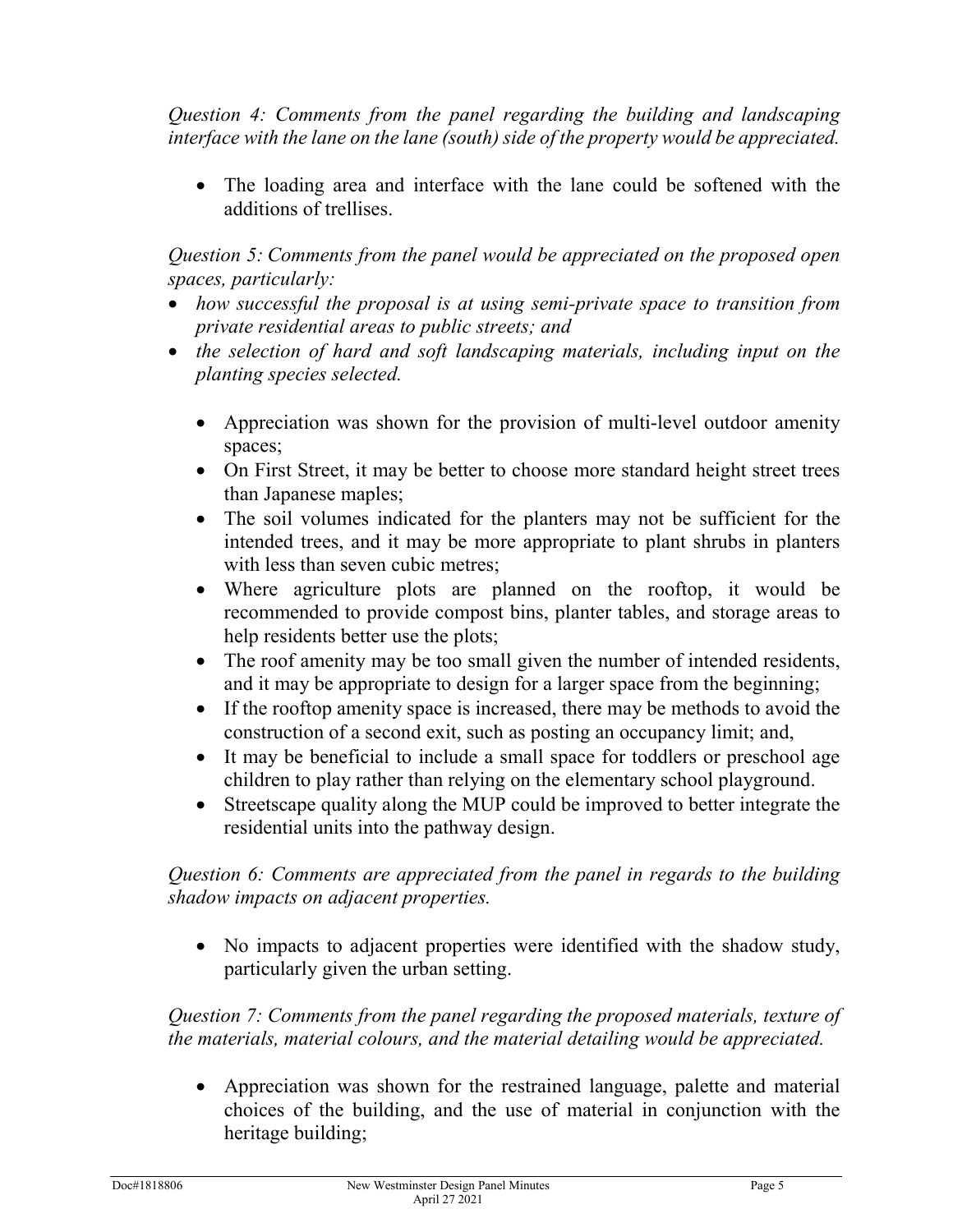*Question 4: Comments from the panel regarding the building and landscaping interface with the lane on the lane (south) side of the property would be appreciated.*

- The loading area and interface with the lane could be softened with the additions of trellises.

*Question 5: Comments from the panel would be appreciated on the proposed open spaces, particularly:*

- *how successful the proposal is at using semi-private space to transition from private residential areas to public streets; and*
- *the selection of hard and soft landscaping materials, including input on the planting species selected.*

  - Appreciation was shown for the provision of multi-level outdoor amenity spaces;
  - On First Street, it may be better to choose more standard height street trees than Japanese maples;
  - The soil volumes indicated for the planters may not be sufficient for the intended trees, and it may be more appropriate to plant shrubs in planters with less than seven cubic metres;
  - Where agriculture plots are planned on the rooftop, it would be recommended to provide compost bins, planter tables, and storage areas to help residents better use the plots;
  - The roof amenity may be too small given the number of intended residents, and it may be appropriate to design for a larger space from the beginning;
  - If the rooftop amenity space is increased, there may be methods to avoid the construction of a second exit, such as posting an occupancy limit; and,
  - It may be beneficial to include a small space for toddlers or preschool age children to play rather than relying on the elementary school playground.
  - Streetscape quality along the MUP could be improved to better integrate the residential units into the pathway design.

*Question 6: Comments are appreciated from the panel in regards to the building shadow impacts on adjacent properties.*

- No impacts to adjacent properties were identified with the shadow study, particularly given the urban setting.

*Question 7: Comments from the panel regarding the proposed materials, texture of the materials, material colours, and the material detailing would be appreciated.*

- Appreciation was shown for the restrained language, palette and material choices of the building, and the use of material in conjunction with the heritage building;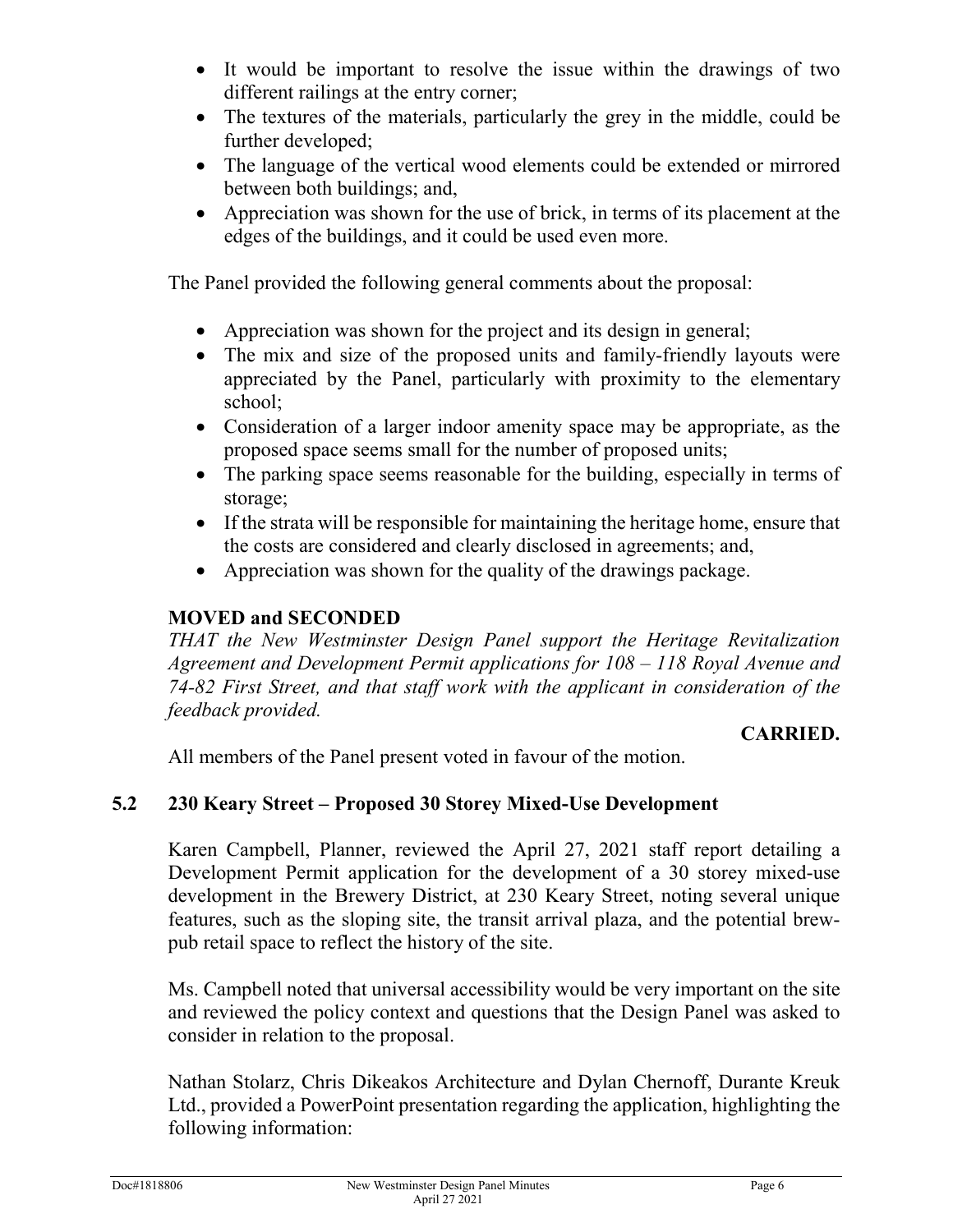- It would be important to resolve the issue within the drawings of two different railings at the entry corner;
- The textures of the materials, particularly the grey in the middle, could be further developed;
- The language of the vertical wood elements could be extended or mirrored between both buildings; and,
- Appreciation was shown for the use of brick, in terms of its placement at the edges of the buildings, and it could be used even more.

The Panel provided the following general comments about the proposal:

- Appreciation was shown for the project and its design in general;
- The mix and size of the proposed units and family-friendly layouts were appreciated by the Panel, particularly with proximity to the elementary school;
- Consideration of a larger indoor amenity space may be appropriate, as the proposed space seems small for the number of proposed units;
- The parking space seems reasonable for the building, especially in terms of storage;
- If the strata will be responsible for maintaining the heritage home, ensure that the costs are considered and clearly disclosed in agreements; and,
- Appreciation was shown for the quality of the drawings package.

**MOVED and SECONDED**

*THAT the New Westminster Design Panel support the Heritage Revitalization Agreement and Development Permit applications for 108 – 118 Royal Avenue and 74-82 First Street, and that staff work with the applicant in consideration of the feedback provided.*

**CARRIED.**

All members of the Panel present voted in favour of the motion.

### 5.2 230 Keary Street – Proposed 30 Storey Mixed-Use Development

Karen Campbell, Planner, reviewed the April 27, 2021 staff report detailing a Development Permit application for the development of a 30 storey mixed-use development in the Brewery District, at 230 Keary Street, noting several unique features, such as the sloping site, the transit arrival plaza, and the potential brew-pub retail space to reflect the history of the site.

Ms. Campbell noted that universal accessibility would be very important on the site and reviewed the policy context and questions that the Design Panel was asked to consider in relation to the proposal.

Nathan Stolarz, Chris Dikeakos Architecture and Dylan Chernoff, Durante Kreuk Ltd., provided a PowerPoint presentation regarding the application, highlighting the following information: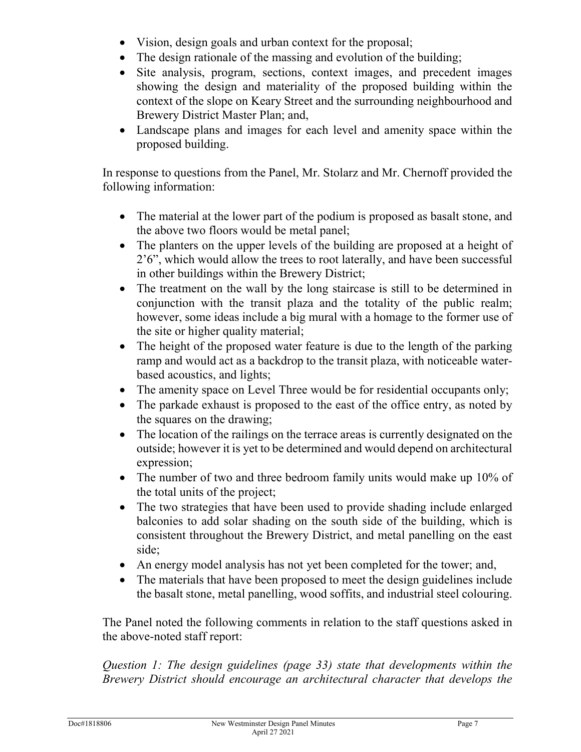- Vision, design goals and urban context for the proposal;
- The design rationale of the massing and evolution of the building;
- Site analysis, program, sections, context images, and precedent images showing the design and materiality of the proposed building within the context of the slope on Keary Street and the surrounding neighbourhood and Brewery District Master Plan; and,
- Landscape plans and images for each level and amenity space within the proposed building.

In response to questions from the Panel, Mr. Stolarz and Mr. Chernoff provided the following information:

- The material at the lower part of the podium is proposed as basalt stone, and the above two floors would be metal panel;
- The planters on the upper levels of the building are proposed at a height of 2'6", which would allow the trees to root laterally, and have been successful in other buildings within the Brewery District;
- The treatment on the wall by the long staircase is still to be determined in conjunction with the transit plaza and the totality of the public realm; however, some ideas include a big mural with a homage to the former use of the site or higher quality material;
- The height of the proposed water feature is due to the length of the parking ramp and would act as a backdrop to the transit plaza, with noticeable water-based acoustics, and lights;
- The amenity space on Level Three would be for residential occupants only;
- The parkade exhaust is proposed to the east of the office entry, as noted by the squares on the drawing;
- The location of the railings on the terrace areas is currently designated on the outside; however it is yet to be determined and would depend on architectural expression;
- The number of two and three bedroom family units would make up 10% of the total units of the project;
- The two strategies that have been used to provide shading include enlarged balconies to add solar shading on the south side of the building, which is consistent throughout the Brewery District, and metal panelling on the east side;
- An energy model analysis has not yet been completed for the tower; and,
- The materials that have been proposed to meet the design guidelines include the basalt stone, metal panelling, wood soffits, and industrial steel colouring.

The Panel noted the following comments in relation to the staff questions asked in the above-noted staff report:

*Question 1: The design guidelines (page 33) state that developments within the Brewery District should encourage an architectural character that develops the*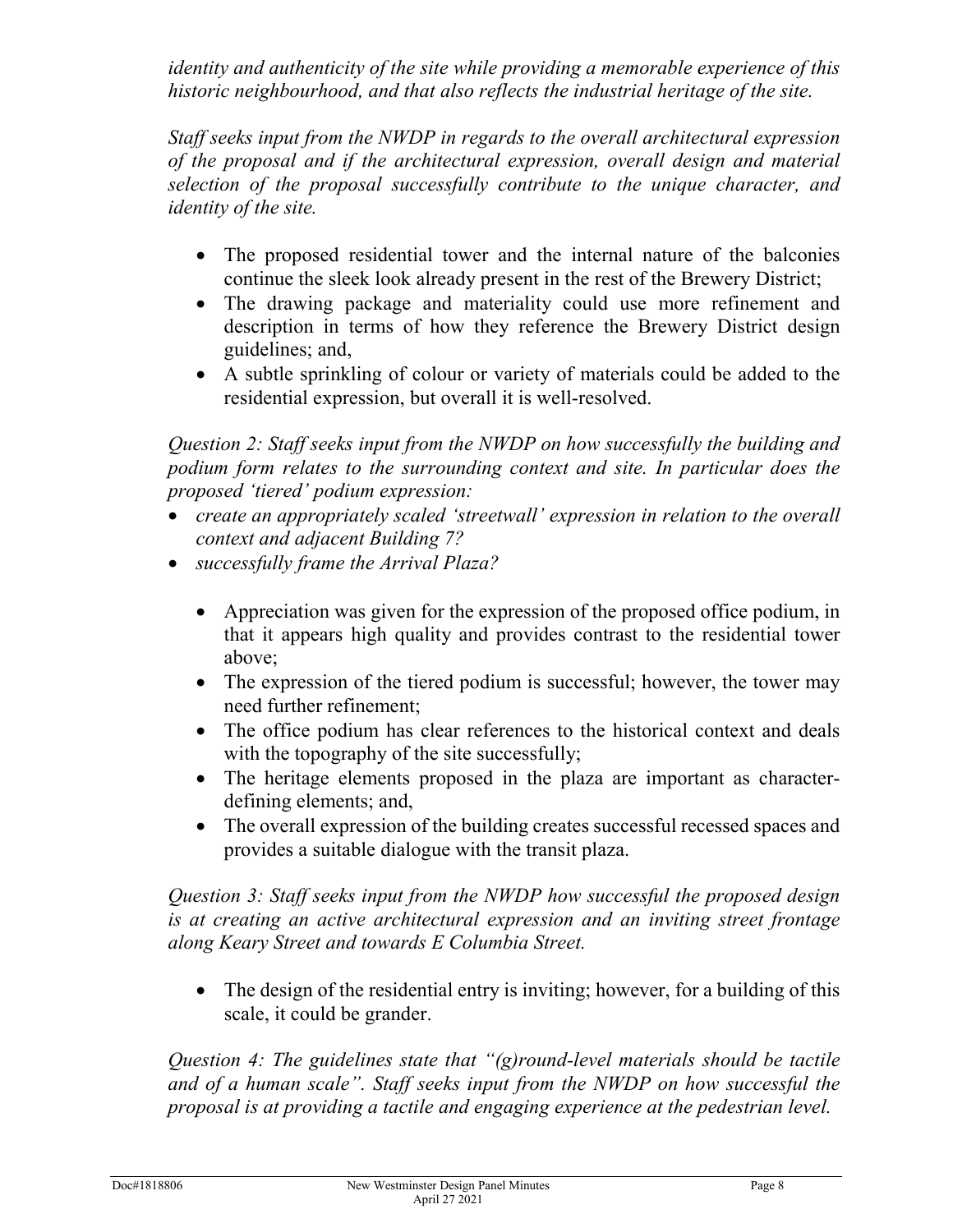*identity and authenticity of the site while providing a memorable experience of this historic neighbourhood, and that also reflects the industrial heritage of the site.*

*Staff seeks input from the NWDP in regards to the overall architectural expression of the proposal and if the architectural expression, overall design and material selection of the proposal successfully contribute to the unique character, and identity of the site.*

- The proposed residential tower and the internal nature of the balconies continue the sleek look already present in the rest of the Brewery District;
- The drawing package and materiality could use more refinement and description in terms of how they reference the Brewery District design guidelines; and,
- A subtle sprinkling of colour or variety of materials could be added to the residential expression, but overall it is well-resolved.

*Question 2: Staff seeks input from the NWDP on how successfully the building and podium form relates to the surrounding context and site. In particular does the proposed 'tiered' podium expression:*

- *create an appropriately scaled 'streetwall' expression in relation to the overall context and adjacent Building 7?*
- *successfully frame the Arrival Plaza?*

  - Appreciation was given for the expression of the proposed office podium, in that it appears high quality and provides contrast to the residential tower above;
  - The expression of the tiered podium is successful; however, the tower may need further refinement;
  - The office podium has clear references to the historical context and deals with the topography of the site successfully;
  - The heritage elements proposed in the plaza are important as character-defining elements; and,
  - The overall expression of the building creates successful recessed spaces and provides a suitable dialogue with the transit plaza.

*Question 3: Staff seeks input from the NWDP how successful the proposed design is at creating an active architectural expression and an inviting street frontage along Keary Street and towards E Columbia Street.*

- The design of the residential entry is inviting; however, for a building of this scale, it could be grander.

*Question 4: The guidelines state that "(g)round-level materials should be tactile and of a human scale". Staff seeks input from the NWDP on how successful the proposal is at providing a tactile and engaging experience at the pedestrian level.*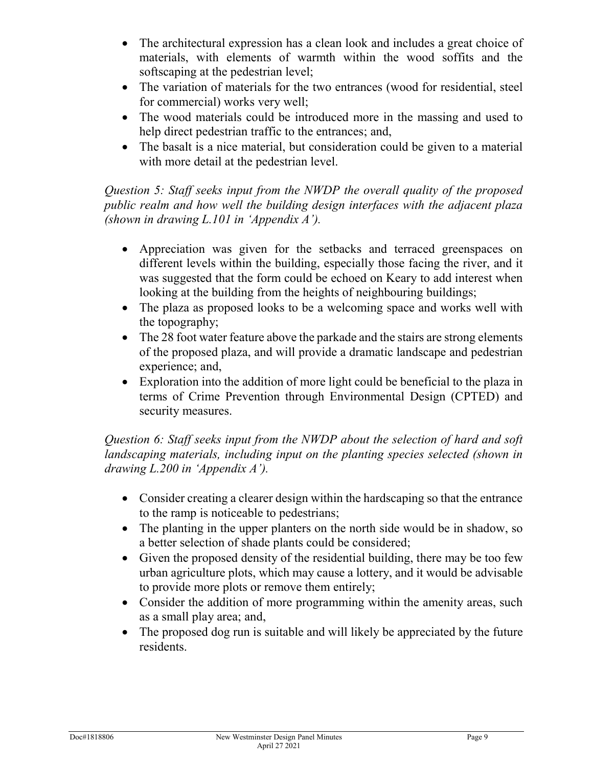- The architectural expression has a clean look and includes a great choice of materials, with elements of warmth within the wood soffits and the softscaping at the pedestrian level;
- The variation of materials for the two entrances (wood for residential, steel for commercial) works very well;
- The wood materials could be introduced more in the massing and used to help direct pedestrian traffic to the entrances; and,
- The basalt is a nice material, but consideration could be given to a material with more detail at the pedestrian level.

*Question 5: Staff seeks input from the NWDP the overall quality of the proposed public realm and how well the building design interfaces with the adjacent plaza (shown in drawing L.101 in 'Appendix A').*

- Appreciation was given for the setbacks and terraced greenspaces on different levels within the building, especially those facing the river, and it was suggested that the form could be echoed on Keary to add interest when looking at the building from the heights of neighbouring buildings;
- The plaza as proposed looks to be a welcoming space and works well with the topography;
- The 28 foot water feature above the parkade and the stairs are strong elements of the proposed plaza, and will provide a dramatic landscape and pedestrian experience; and,
- Exploration into the addition of more light could be beneficial to the plaza in terms of Crime Prevention through Environmental Design (CPTED) and security measures.

*Question 6: Staff seeks input from the NWDP about the selection of hard and soft landscaping materials, including input on the planting species selected (shown in drawing L.200 in 'Appendix A').*

- Consider creating a clearer design within the hardscaping so that the entrance to the ramp is noticeable to pedestrians;
- The planting in the upper planters on the north side would be in shadow, so a better selection of shade plants could be considered;
- Given the proposed density of the residential building, there may be too few urban agriculture plots, which may cause a lottery, and it would be advisable to provide more plots or remove them entirely;
- Consider the addition of more programming within the amenity areas, such as a small play area; and,
- The proposed dog run is suitable and will likely be appreciated by the future residents.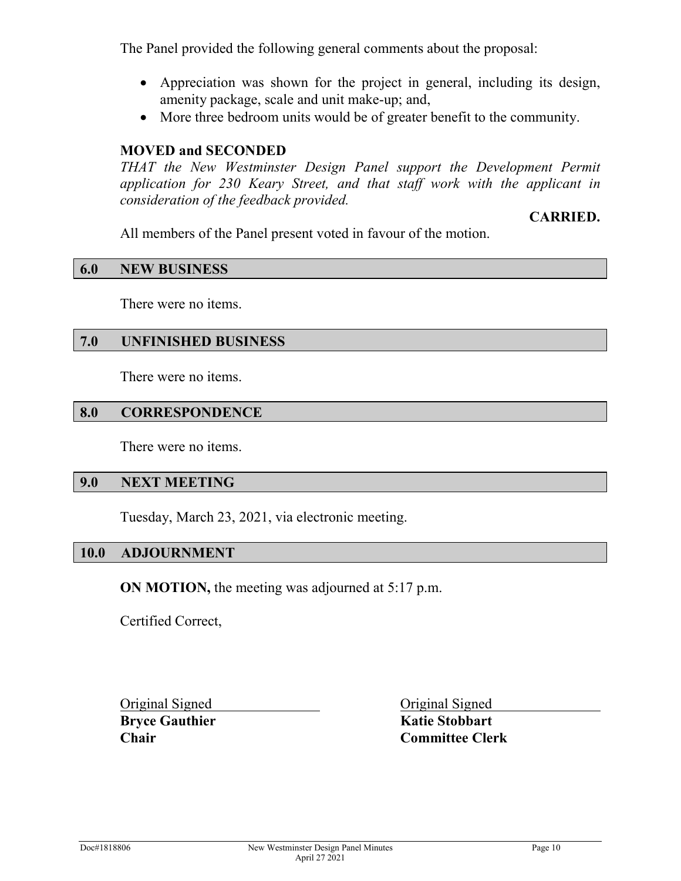The Panel provided the following general comments about the proposal:

- Appreciation was shown for the project in general, including its design, amenity package, scale and unit make-up; and,
- More three bedroom units would be of greater benefit to the community.

**MOVED and SECONDED**

*THAT the New Westminster Design Panel support the Development Permit application for 230 Keary Street, and that staff work with the applicant in consideration of the feedback provided.*

**CARRIED.**

All members of the Panel present voted in favour of the motion.

## 6.0 NEW BUSINESS

There were no items.

## 7.0 UNFINISHED BUSINESS

There were no items.

## 8.0 CORRESPONDENCE

There were no items.

## 9.0 NEXT MEETING

Tuesday, March 23, 2021, via electronic meeting.

## 10.0 ADJOURNMENT

**ON MOTION,** the meeting was adjourned at 5:17 p.m.

Certified Correct,

Original Signed
**Bryce Gauthier**
**Chair**

Original Signed
**Katie Stobbart**
**Committee Clerk**